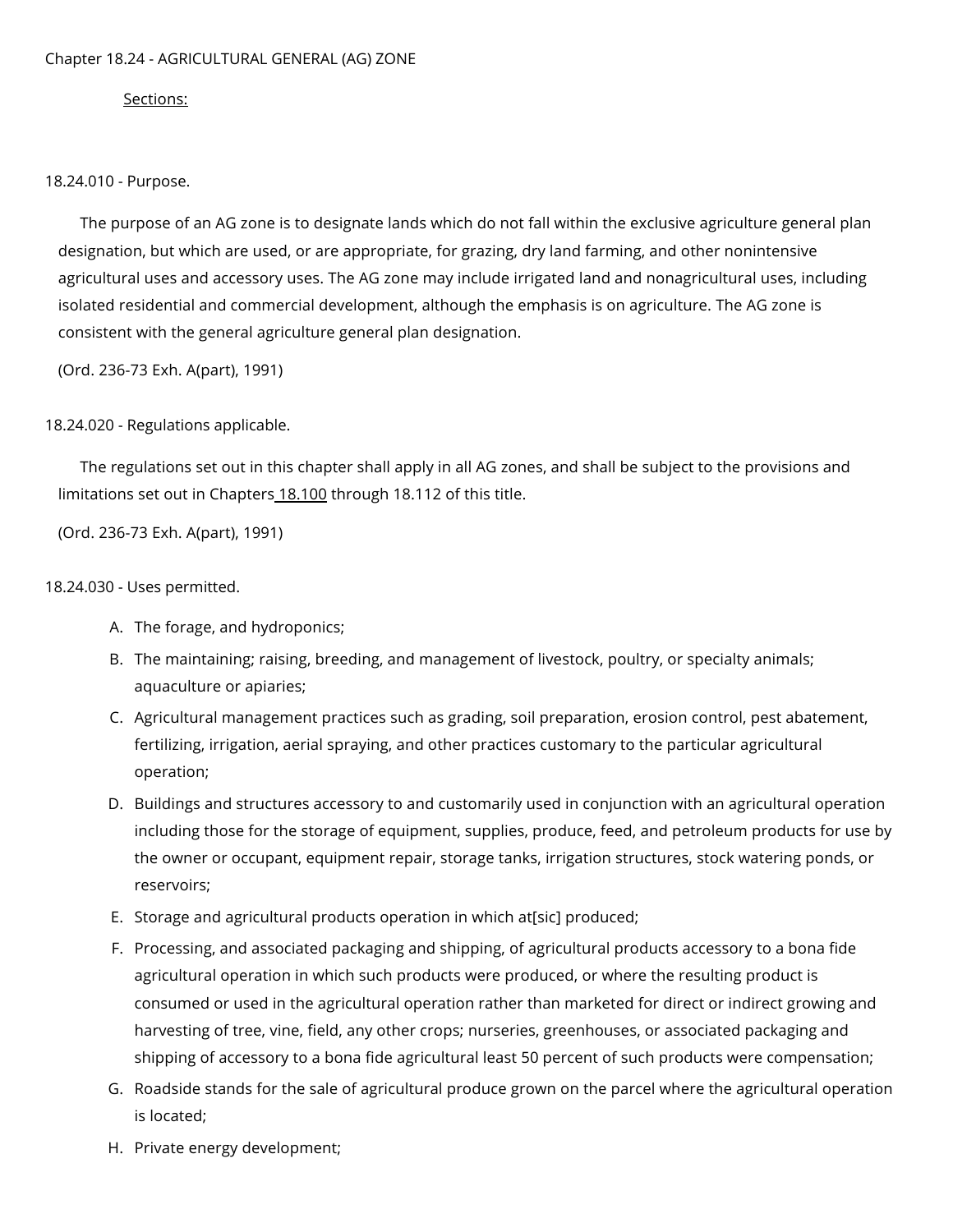# Chapter 18.24 - AGRICULTURAL GENERAL (AG) ZONE

Sections:

## 18.24.010 - Purpose.

The purpose of an AG zone is to designate lands which do not fall within the exclusive agriculture general plan designation, but which are used, or are appropriate, for grazing, dry land farming, and other nonintensive agricultural uses and accessory uses. The AG zone may include irrigated land and nonagricultural uses, including isolated residential and commercial development, although the emphasis is on agriculture. The AG zone is consistent with the general agriculture general plan designation.

(Ord. 236-73 Exh. A(part), 1991)

## 18.24.020 - Regulations applicable.

The regulations set out in this chapter shall apply in all AG zones, and shall be subject to the provisions and limitations set out in Chapters 18.100 through 18.112 of this title.

(Ord. 236-73 Exh. A(part), 1991)

## 18.24.030 - Uses permitted.

A. The forage, and hydroponics;

B. The maintaining; raising, breeding, and management of livestock, poultry, or specialty animals; aquaculture or apiaries;

C. Agricultural management practices such as grading, soil preparation, erosion control, pest abatement, fertilizing, irrigation, aerial spraying, and other practices customary to the particular agricultural operation;

D. Buildings and structures accessory to and customarily used in conjunction with an agricultural operation including those for the storage of equipment, supplies, produce, feed, and petroleum products for use by the owner or occupant, equipment repair, storage tanks, irrigation structures, stock watering ponds, or reservoirs;

E. Storage and agricultural products operation in which at[sic] produced;

F. Processing, and associated packaging and shipping, of agricultural products accessory to a bona fide agricultural operation in which such products were produced, or where the resulting product is consumed or used in the agricultural operation rather than marketed for direct or indirect growing and harvesting of tree, vine, field, any other crops; nurseries, greenhouses, or associated packaging and shipping of accessory to a bona fide agricultural least 50 percent of such products were compensation;

G. Roadside stands for the sale of agricultural produce grown on the parcel where the agricultural operation is located;

H. Private energy development;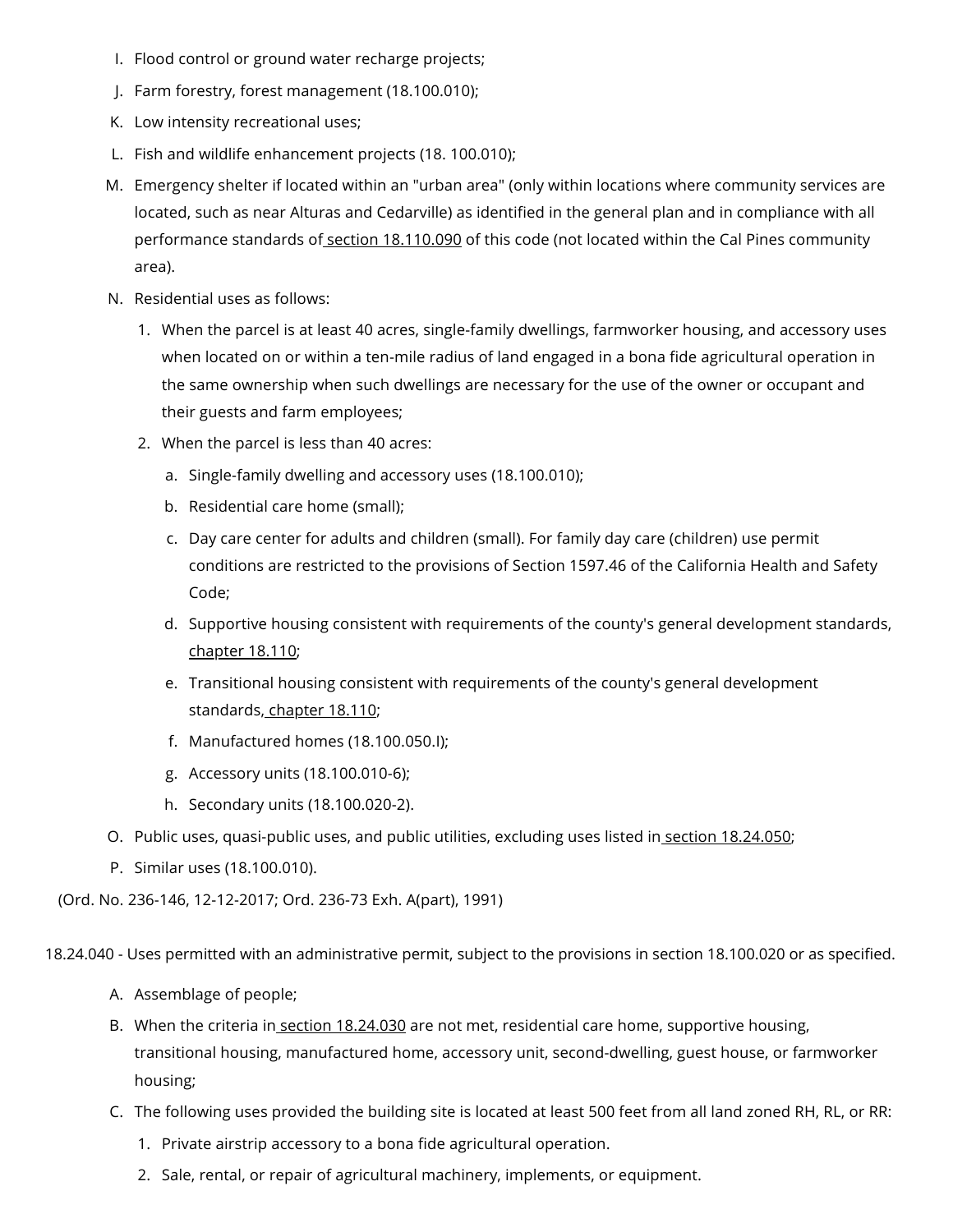I. Flood control or ground water recharge projects;

J. Farm forestry, forest management (18.100.010);

K. Low intensity recreational uses;

L. Fish and wildlife enhancement projects (18. 100.010);

M. Emergency shelter if located within an "urban area" (only within locations where community services are located, such as near Alturas and Cedarville) as identified in the general plan and in compliance with all performance standards of section 18.110.090 of this code (not located within the Cal Pines community area).

N. Residential uses as follows:

1. When the parcel is at least 40 acres, single-family dwellings, farmworker housing, and accessory uses when located on or within a ten-mile radius of land engaged in a bona fide agricultural operation in the same ownership when such dwellings are necessary for the use of the owner or occupant and their guests and farm employees;

2. When the parcel is less than 40 acres:

   a. Single-family dwelling and accessory uses (18.100.010);

   b. Residential care home (small);

   c. Day care center for adults and children (small). For family day care (children) use permit conditions are restricted to the provisions of Section 1597.46 of the California Health and Safety Code;

   d. Supportive housing consistent with requirements of the county's general development standards, chapter 18.110;

   e. Transitional housing consistent with requirements of the county's general development standards, chapter 18.110;

   f. Manufactured homes (18.100.050.I);

   g. Accessory units (18.100.010-6);

   h. Secondary units (18.100.020-2).

O. Public uses, quasi-public uses, and public utilities, excluding uses listed in section 18.24.050;

P. Similar uses (18.100.010).

(Ord. No. 236-146, 12-12-2017; Ord. 236-73 Exh. A(part), 1991)

18.24.040 - Uses permitted with an administrative permit, subject to the provisions in section 18.100.020 or as specified.

A. Assemblage of people;

B. When the criteria in section 18.24.030 are not met, residential care home, supportive housing, transitional housing, manufactured home, accessory unit, second-dwelling, guest house, or farmworker housing;

C. The following uses provided the building site is located at least 500 feet from all land zoned RH, RL, or RR:

1. Private airstrip accessory to a bona fide agricultural operation.
2. Sale, rental, or repair of agricultural machinery, implements, or equipment.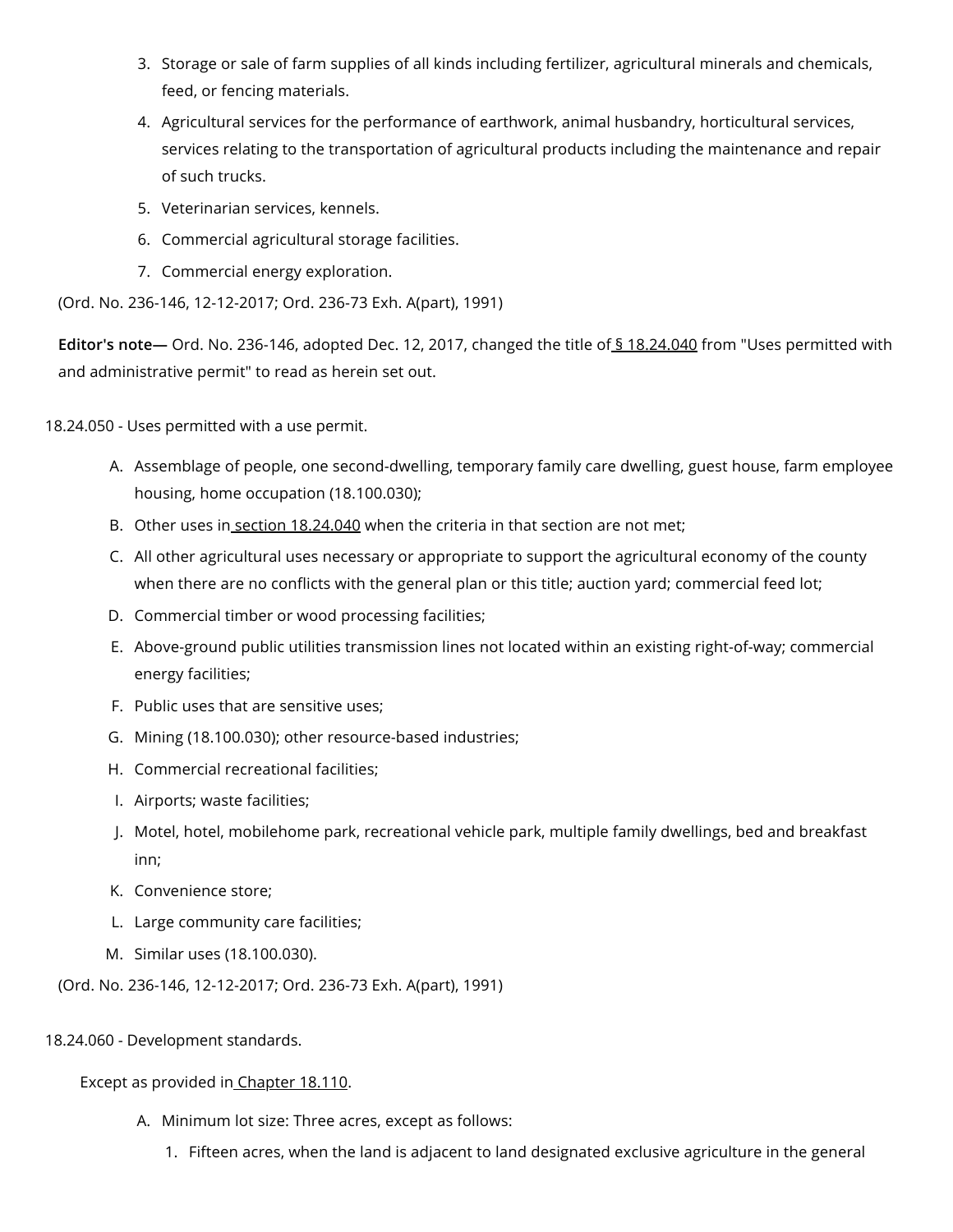3. Storage or sale of farm supplies of all kinds including fertilizer, agricultural minerals and chemicals, feed, or fencing materials.
4. Agricultural services for the performance of earthwork, animal husbandry, horticultural services, services relating to the transportation of agricultural products including the maintenance and repair of such trucks.
5. Veterinarian services, kennels.
6. Commercial agricultural storage facilities.
7. Commercial energy exploration.

(Ord. No. 236-146, 12-12-2017; Ord. 236-73 Exh. A(part), 1991)

**Editor's note—** Ord. No. 236-146, adopted Dec. 12, 2017, changed the title of § 18.24.040 from "Uses permitted with and administrative permit" to read as herein set out.

18.24.050 - Uses permitted with a use permit.

A. Assemblage of people, one second-dwelling, temporary family care dwelling, guest house, farm employee housing, home occupation (18.100.030);
B. Other uses in section 18.24.040 when the criteria in that section are not met;
C. All other agricultural uses necessary or appropriate to support the agricultural economy of the county when there are no conflicts with the general plan or this title; auction yard; commercial feed lot;
D. Commercial timber or wood processing facilities;
E. Above-ground public utilities transmission lines not located within an existing right-of-way; commercial energy facilities;
F. Public uses that are sensitive uses;
G. Mining (18.100.030); other resource-based industries;
H. Commercial recreational facilities;
I. Airports; waste facilities;
J. Motel, hotel, mobilehome park, recreational vehicle park, multiple family dwellings, bed and breakfast inn;
K. Convenience store;
L. Large community care facilities;
M. Similar uses (18.100.030).

(Ord. No. 236-146, 12-12-2017; Ord. 236-73 Exh. A(part), 1991)

18.24.060 - Development standards.

Except as provided in Chapter 18.110.

A. Minimum lot size: Three acres, except as follows:
   1. Fifteen acres, when the land is adjacent to land designated exclusive agriculture in the general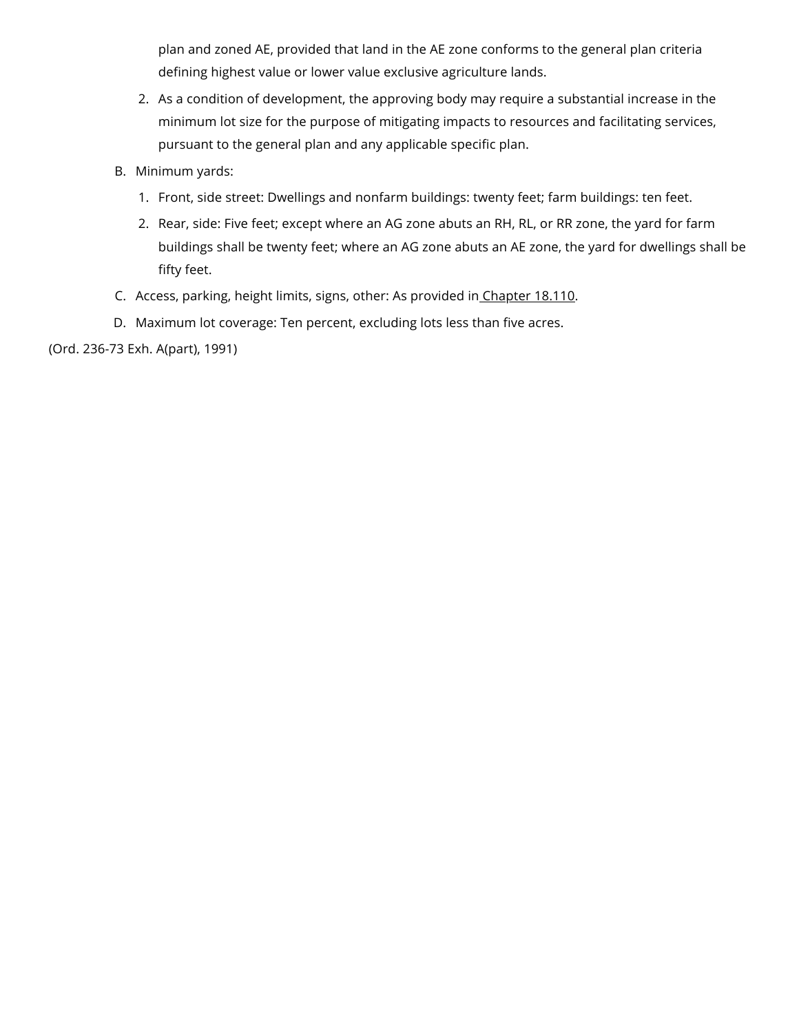plan and zoned AE, provided that land in the AE zone conforms to the general plan criteria defining highest value or lower value exclusive agriculture lands.

2. As a condition of development, the approving body may require a substantial increase in the minimum lot size for the purpose of mitigating impacts to resources and facilitating services, pursuant to the general plan and any applicable specific plan.

B. Minimum yards:

1. Front, side street: Dwellings and nonfarm buildings: twenty feet; farm buildings: ten feet.
2. Rear, side: Five feet; except where an AG zone abuts an RH, RL, or RR zone, the yard for farm buildings shall be twenty feet; where an AG zone abuts an AE zone, the yard for dwellings shall be fifty feet.

C. Access, parking, height limits, signs, other: As provided in Chapter 18.110.

D. Maximum lot coverage: Ten percent, excluding lots less than five acres.

(Ord. 236-73 Exh. A(part), 1991)